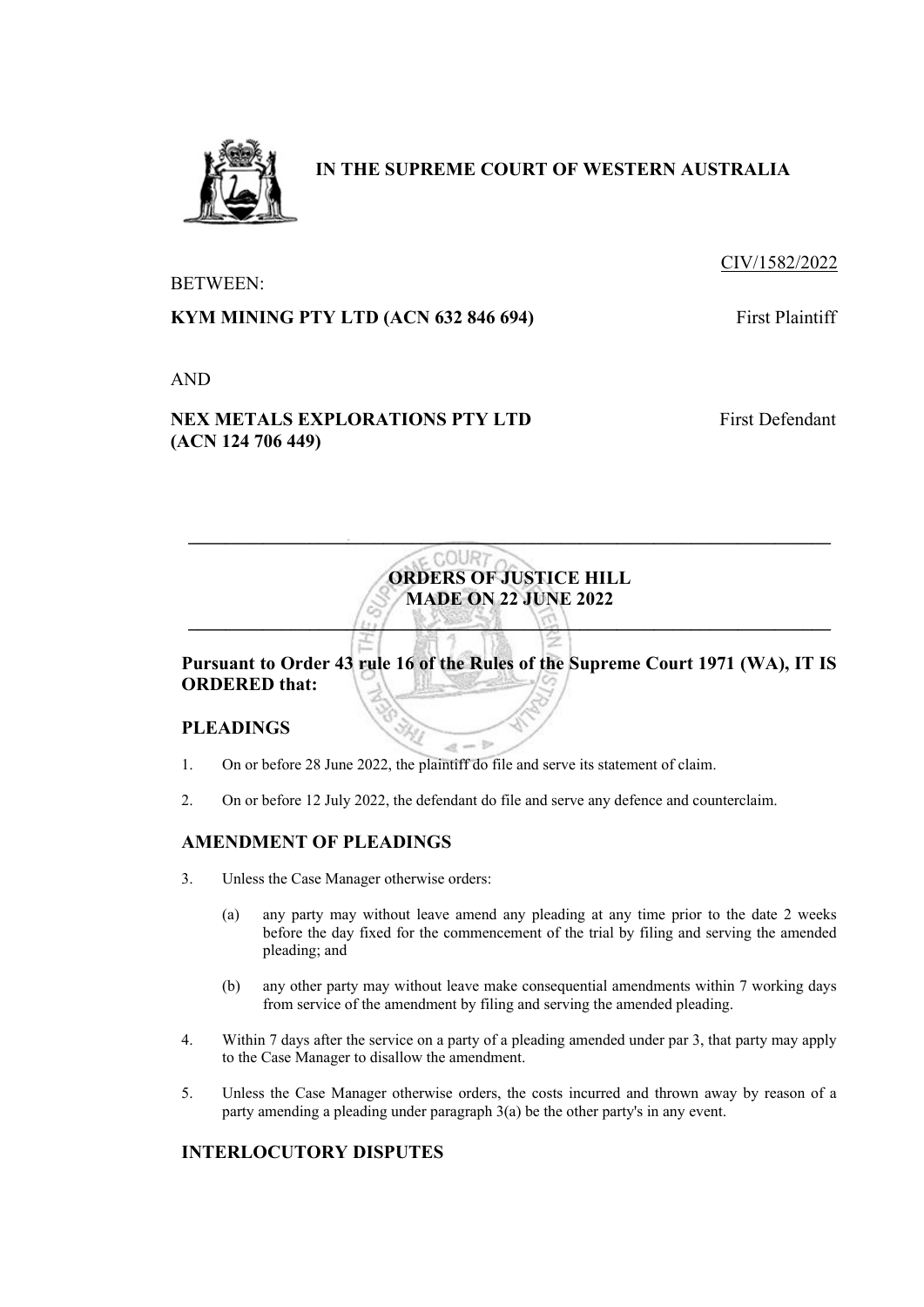# IN THE SUPREME COURT OF WESTERN AUSTRALIA

CIV/1582/2022

BETWEEN:

**KYM MINING PTY LTD (ACN 632 846 694)** First Plaintiff

AND

**NEX METALS EXPLORATIONS PTY LTD (ACN 124 706 449)** First Defendant

---

## ORDERS OF JUSTICE HILL MADE ON 22 JUNE 2022

---

**Pursuant to Order 43 rule 16 of the Rules of the Supreme Court 1971 (WA), IT IS ORDERED that:**

## PLEADINGS

1. On or before 28 June 2022, the plaintiff do file and serve its statement of claim.

2. On or before 12 July 2022, the defendant do file and serve any defence and counterclaim.

## AMENDMENT OF PLEADINGS

3. Unless the Case Manager otherwise orders:

   (a) any party may without leave amend any pleading at any time prior to the date 2 weeks before the day fixed for the commencement of the trial by filing and serving the amended pleading; and

   (b) any other party may without leave make consequential amendments within 7 working days from service of the amendment by filing and serving the amended pleading.

4. Within 7 days after the service on a party of a pleading amended under par 3, that party may apply to the Case Manager to disallow the amendment.

5. Unless the Case Manager otherwise orders, the costs incurred and thrown away by reason of a party amending a pleading under paragraph 3(a) be the other party's in any event.

## INTERLOCUTORY DISPUTES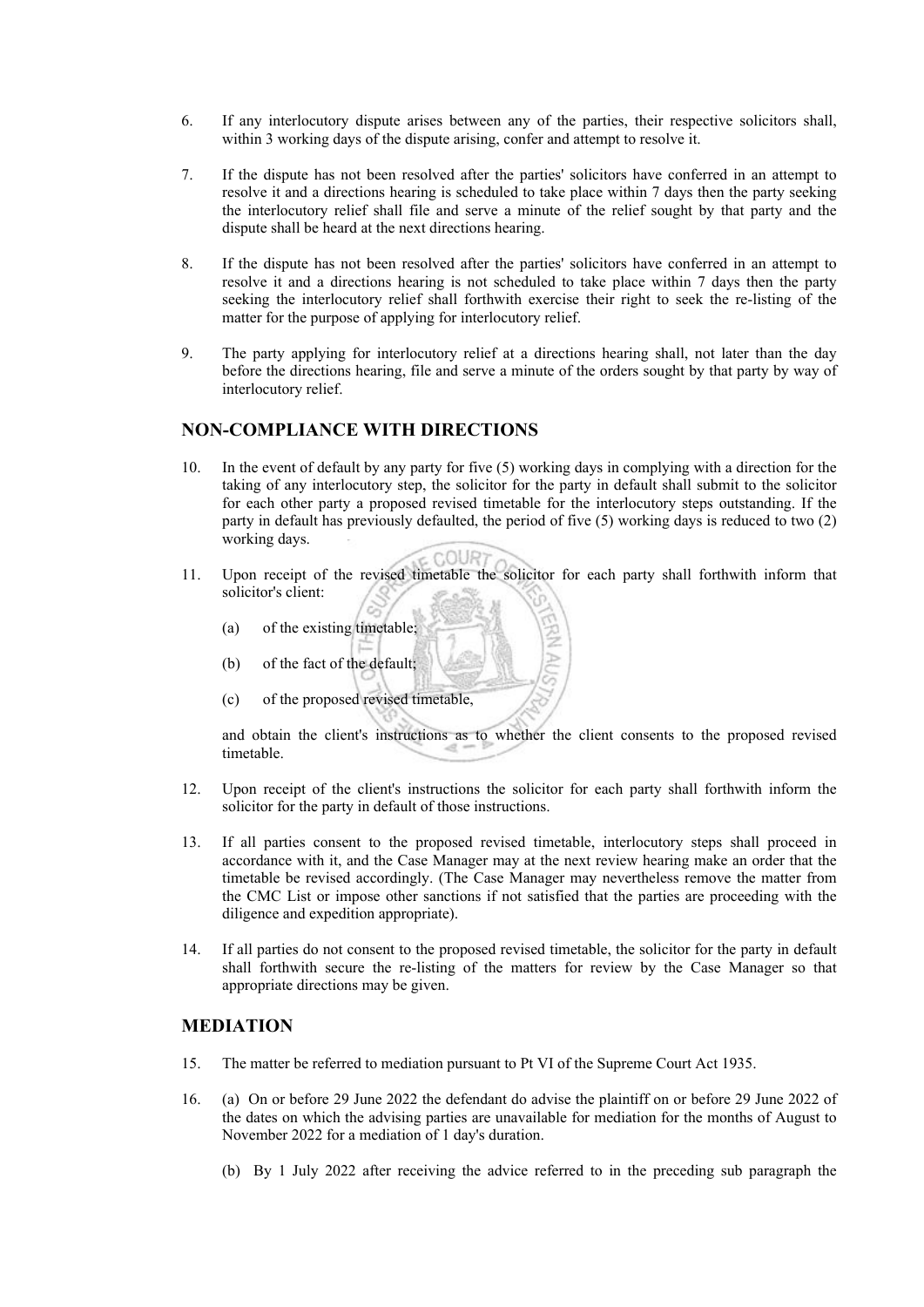6. If any interlocutory dispute arises between any of the parties, their respective solicitors shall, within 3 working days of the dispute arising, confer and attempt to resolve it.

7. If the dispute has not been resolved after the parties' solicitors have conferred in an attempt to resolve it and a directions hearing is scheduled to take place within 7 days then the party seeking the interlocutory relief shall file and serve a minute of the relief sought by that party and the dispute shall be heard at the next directions hearing.

8. If the dispute has not been resolved after the parties' solicitors have conferred in an attempt to resolve it and a directions hearing is not scheduled to take place within 7 days then the party seeking the interlocutory relief shall forthwith exercise their right to seek the re-listing of the matter for the purpose of applying for interlocutory relief.

9. The party applying for interlocutory relief at a directions hearing shall, not later than the day before the directions hearing, file and serve a minute of the orders sought by that party by way of interlocutory relief.

## NON-COMPLIANCE WITH DIRECTIONS

10. In the event of default by any party for five (5) working days in complying with a direction for the taking of any interlocutory step, the solicitor for the party in default shall submit to the solicitor for each other party a proposed revised timetable for the interlocutory steps outstanding. If the party in default has previously defaulted, the period of five (5) working days is reduced to two (2) working days.

11. Upon receipt of the revised timetable the solicitor for each party shall forthwith inform that solicitor's client:

    (a) of the existing timetable;

    (b) of the fact of the default;

    (c) of the proposed revised timetable,

    and obtain the client's instructions as to whether the client consents to the proposed revised timetable.

12. Upon receipt of the client's instructions the solicitor for each party shall forthwith inform the solicitor for the party in default of those instructions.

13. If all parties consent to the proposed revised timetable, interlocutory steps shall proceed in accordance with it, and the Case Manager may at the next review hearing make an order that the timetable be revised accordingly. (The Case Manager may nevertheless remove the matter from the CMC List or impose other sanctions if not satisfied that the parties are proceeding with the diligence and expedition appropriate).

14. If all parties do not consent to the proposed revised timetable, the solicitor for the party in default shall forthwith secure the re-listing of the matters for review by the Case Manager so that appropriate directions may be given.

## MEDIATION

15. The matter be referred to mediation pursuant to Pt VI of the Supreme Court Act 1935.

16. (a) On or before 29 June 2022 the defendant do advise the plaintiff on or before 29 June 2022 of the dates on which the advising parties are unavailable for mediation for the months of August to November 2022 for a mediation of 1 day's duration.

    (b) By 1 July 2022 after receiving the advice referred to in the preceding sub paragraph the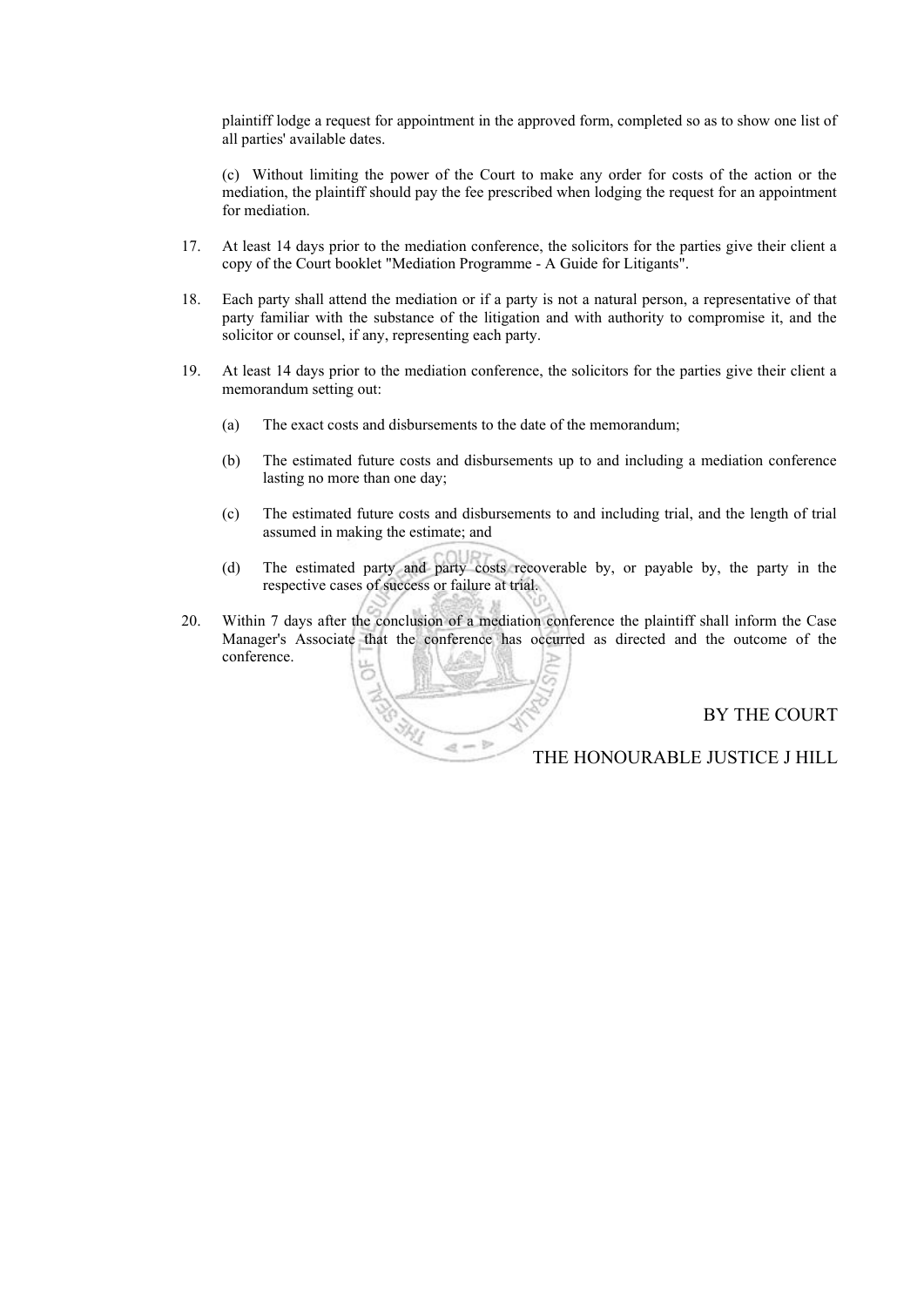plaintiff lodge a request for appointment in the approved form, completed so as to show one list of all parties' available dates.

(c) Without limiting the power of the Court to make any order for costs of the action or the mediation, the plaintiff should pay the fee prescribed when lodging the request for an appointment for mediation.

17. At least 14 days prior to the mediation conference, the solicitors for the parties give their client a copy of the Court booklet "Mediation Programme - A Guide for Litigants".

18. Each party shall attend the mediation or if a party is not a natural person, a representative of that party familiar with the substance of the litigation and with authority to compromise it, and the solicitor or counsel, if any, representing each party.

19. At least 14 days prior to the mediation conference, the solicitors for the parties give their client a memorandum setting out:

    (a) The exact costs and disbursements to the date of the memorandum;

    (b) The estimated future costs and disbursements up to and including a mediation conference lasting no more than one day;

    (c) The estimated future costs and disbursements to and including trial, and the length of trial assumed in making the estimate; and

    (d) The estimated party and party costs recoverable by, or payable by, the party in the respective cases of success or failure at trial.

20. Within 7 days after the conclusion of a mediation conference the plaintiff shall inform the Case Manager's Associate that the conference has occurred as directed and the outcome of the conference.

BY THE COURT

THE HONOURABLE JUSTICE J HILL